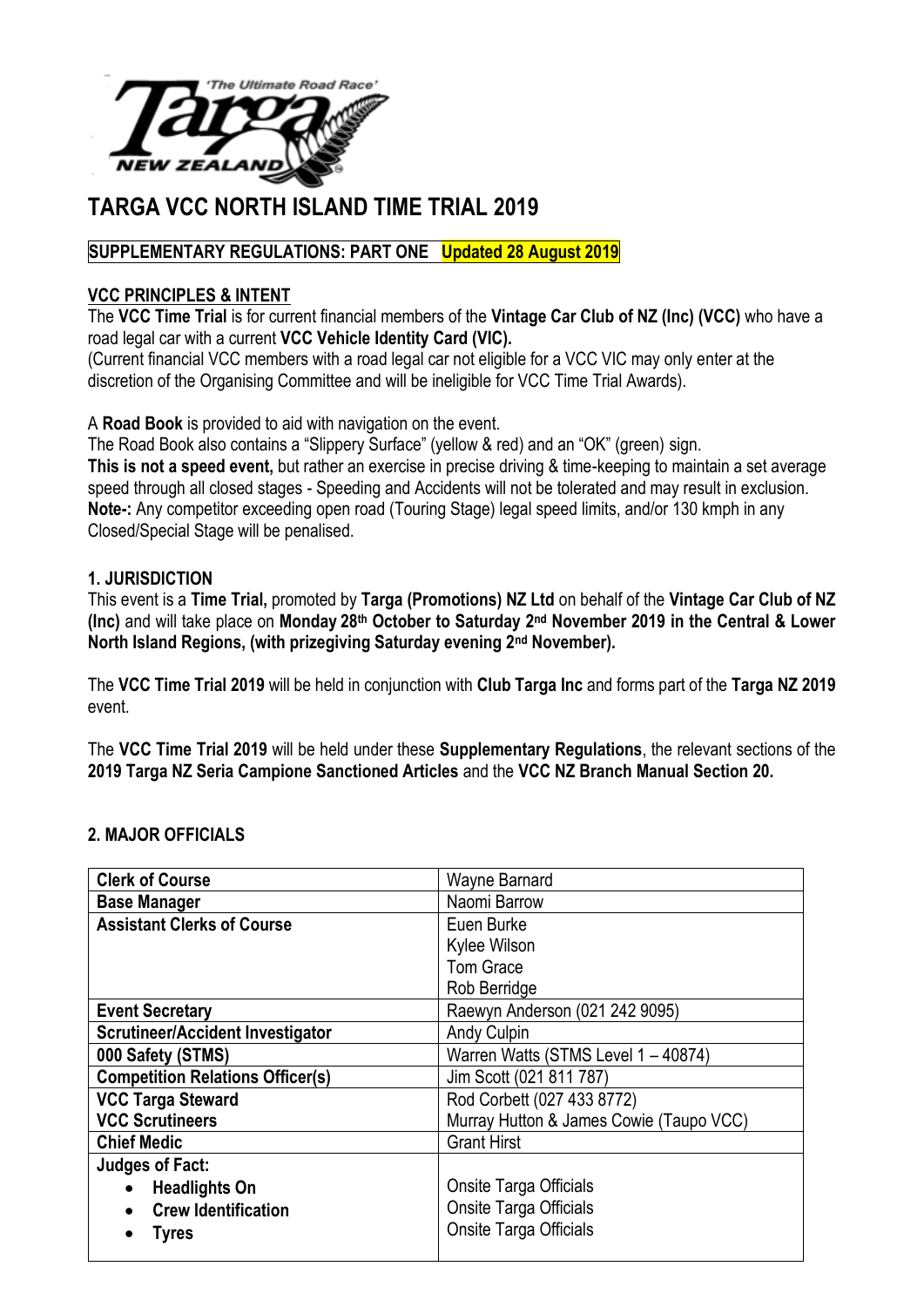# TARGA VCC NORTH ISLAND TIME TRIAL 2019

**SUPPLEMENTARY REGULATIONS: PART ONE Updated 28 August 2019**

## VCC PRINCIPLES & INTENT

The **VCC Time Trial** is for current financial members of the **Vintage Car Club of NZ (Inc) (VCC)** who have a road legal car with a current **VCC Vehicle Identity Card (VIC).**
(Current financial VCC members with a road legal car not eligible for a VCC VIC may only enter at the discretion of the Organising Committee and will be ineligible for VCC Time Trial Awards).

A **Road Book** is provided to aid with navigation on the event.
The Road Book also contains a "Slippery Surface" (yellow & red) and an "OK" (green) sign.
**This is not a speed event,** but rather an exercise in precise driving & time-keeping to maintain a set average speed through all closed stages - Speeding and Accidents will not be tolerated and may result in exclusion.
**Note-:** Any competitor exceeding open road (Touring Stage) legal speed limits, and/or 130 kmph in any Closed/Special Stage will be penalised.

## 1. JURISDICTION

This event is a **Time Trial,** promoted by **Targa (Promotions) NZ Ltd** on behalf of the **Vintage Car Club of NZ (Inc)** and will take place on **Monday 28th October to Saturday 2nd November 2019 in the Central & Lower North Island Regions, (with prizegiving Saturday evening 2nd November).**

The **VCC Time Trial 2019** will be held in conjunction with **Club Targa Inc** and forms part of the **Targa NZ 2019** event.

The **VCC Time Trial 2019** will be held under these **Supplementary Regulations**, the relevant sections of the **2019 Targa NZ Seria Campione Sanctioned Articles** and the **VCC NZ Branch Manual Section 20.**

## 2. MAJOR OFFICIALS

| | |
|---|---|
| **Clerk of Course** | Wayne Barnard |
| **Base Manager** | Naomi Barrow |
| **Assistant Clerks of Course** | Euen Burke<br>Kylee Wilson<br>Tom Grace<br>Rob Berridge |
| **Event Secretary** | Raewyn Anderson (021 242 9095) |
| **Scrutineer/Accident Investigator** | Andy Culpin |
| **000 Safety (STMS)** | Warren Watts (STMS Level 1 – 40874) |
| **Competition Relations Officer(s)** | Jim Scott (021 811 787) |
| **VCC Targa Steward**<br>**VCC Scrutineers** | Rod Corbett (027 433 8772)<br>Murray Hutton & James Cowie (Taupo VCC) |
| **Chief Medic** | Grant Hirst |
| **Judges of Fact:**<br>• **Headlights On**<br>• **Crew Identification**<br>• **Tyres** | <br>Onsite Targa Officials<br>Onsite Targa Officials<br>Onsite Targa Officials |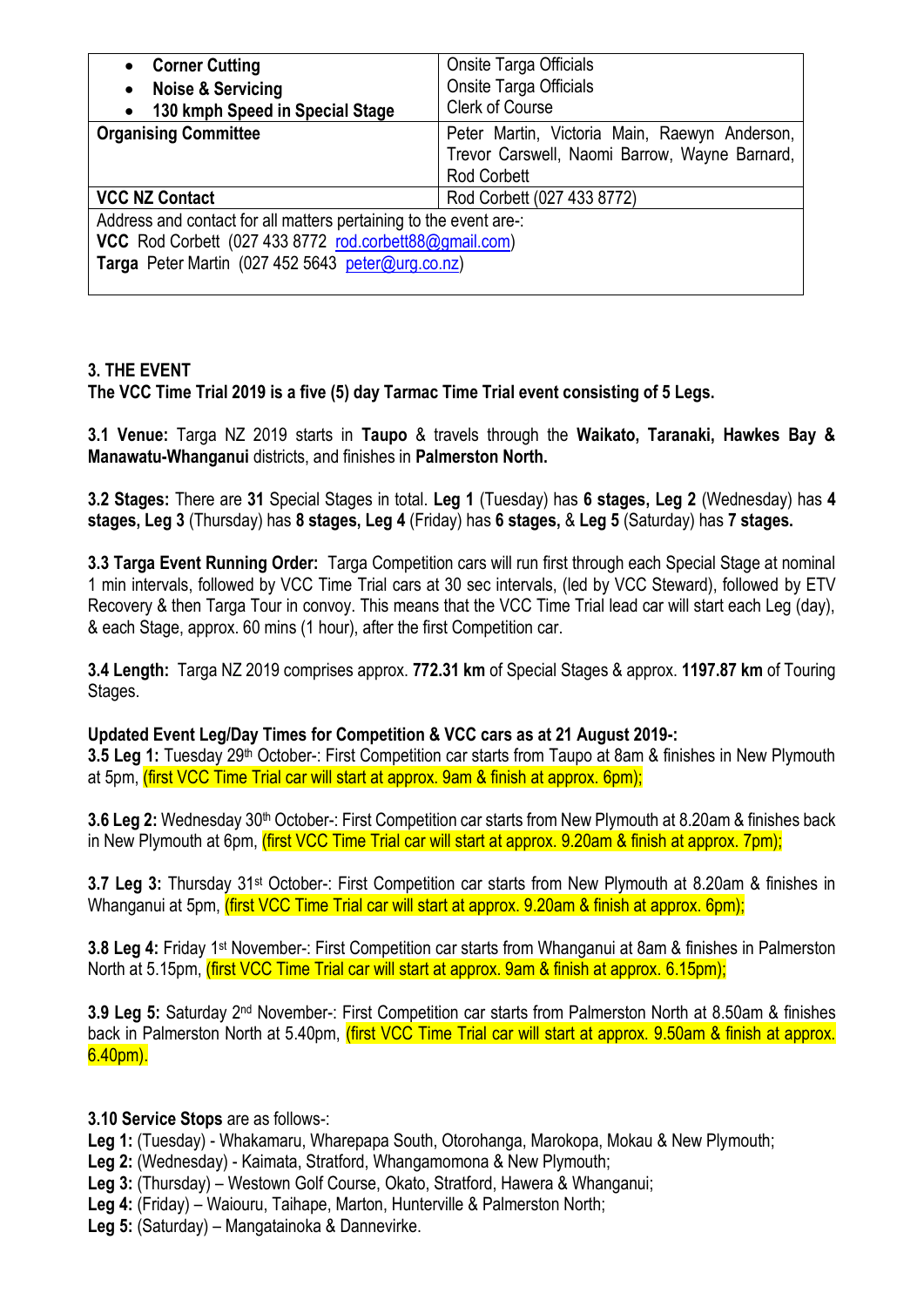| | |
|---|---|
| • **Corner Cutting**<br>• **Noise & Servicing**<br>• **130 kmph Speed in Special Stage** | Onsite Targa Officials<br>Onsite Targa Officials<br>Clerk of Course |
| **Organising Committee** | Peter Martin, Victoria Main, Raewyn Anderson, Trevor Carswell, Naomi Barrow, Wayne Barnard, Rod Corbett |
| **VCC NZ Contact** | Rod Corbett (027 433 8772) |
| Address and contact for all matters pertaining to the event are-:<br>**VCC** Rod Corbett (027 433 8772 rod.corbett88@gmail.com)<br>**Targa** Peter Martin (027 452 5643 peter@urg.co.nz) | |

**3. THE EVENT**

**The VCC Time Trial 2019 is a five (5) day Tarmac Time Trial event consisting of 5 Legs.**

**3.1 Venue:** Targa NZ 2019 starts in **Taupo** & travels through the **Waikato, Taranaki, Hawkes Bay & Manawatu-Whanganui** districts, and finishes in **Palmerston North.**

**3.2 Stages:** There are **31** Special Stages in total. **Leg 1** (Tuesday) has **6 stages, Leg 2** (Wednesday) has **4 stages, Leg 3** (Thursday) has **8 stages, Leg 4** (Friday) has **6 stages,** & **Leg 5** (Saturday) has **7 stages.**

**3.3 Targa Event Running Order:** Targa Competition cars will run first through each Special Stage at nominal 1 min intervals, followed by VCC Time Trial cars at 30 sec intervals, (led by VCC Steward), followed by ETV Recovery & then Targa Tour in convoy. This means that the VCC Time Trial lead car will start each Leg (day), & each Stage, approx. 60 mins (1 hour), after the first Competition car.

**3.4 Length:** Targa NZ 2019 comprises approx. **772.31 km** of Special Stages & approx. **1197.87 km** of Touring Stages.

**Updated Event Leg/Day Times for Competition & VCC cars as at 21 August 2019-:**

**3.5 Leg 1:** Tuesday 29th October-: First Competition car starts from Taupo at 8am & finishes in New Plymouth at 5pm, (first VCC Time Trial car will start at approx. 9am & finish at approx. 6pm);

**3.6 Leg 2:** Wednesday 30th October-: First Competition car starts from New Plymouth at 8.20am & finishes back in New Plymouth at 6pm, (first VCC Time Trial car will start at approx. 9.20am & finish at approx. 7pm);

**3.7 Leg 3:** Thursday 31st October-: First Competition car starts from New Plymouth at 8.20am & finishes in Whanganui at 5pm, (first VCC Time Trial car will start at approx. 9.20am & finish at approx. 6pm);

**3.8 Leg 4:** Friday 1st November-: First Competition car starts from Whanganui at 8am & finishes in Palmerston North at 5.15pm, (first VCC Time Trial car will start at approx. 9am & finish at approx. 6.15pm);

**3.9 Leg 5:** Saturday 2nd November-: First Competition car starts from Palmerston North at 8.50am & finishes back in Palmerston North at 5.40pm, (first VCC Time Trial car will start at approx. 9.50am & finish at approx. 6.40pm).

**3.10 Service Stops** are as follows-:

**Leg 1:** (Tuesday) - Whakamaru, Wharepapa South, Otorohanga, Marokopa, Mokau & New Plymouth;
**Leg 2:** (Wednesday) - Kaimata, Stratford, Whangamomona & New Plymouth;
**Leg 3:** (Thursday) – Westown Golf Course, Okato, Stratford, Hawera & Whanganui;
**Leg 4:** (Friday) – Waiouru, Taihape, Marton, Hunterville & Palmerston North;
**Leg 5:** (Saturday) – Mangatainoka & Dannevirke.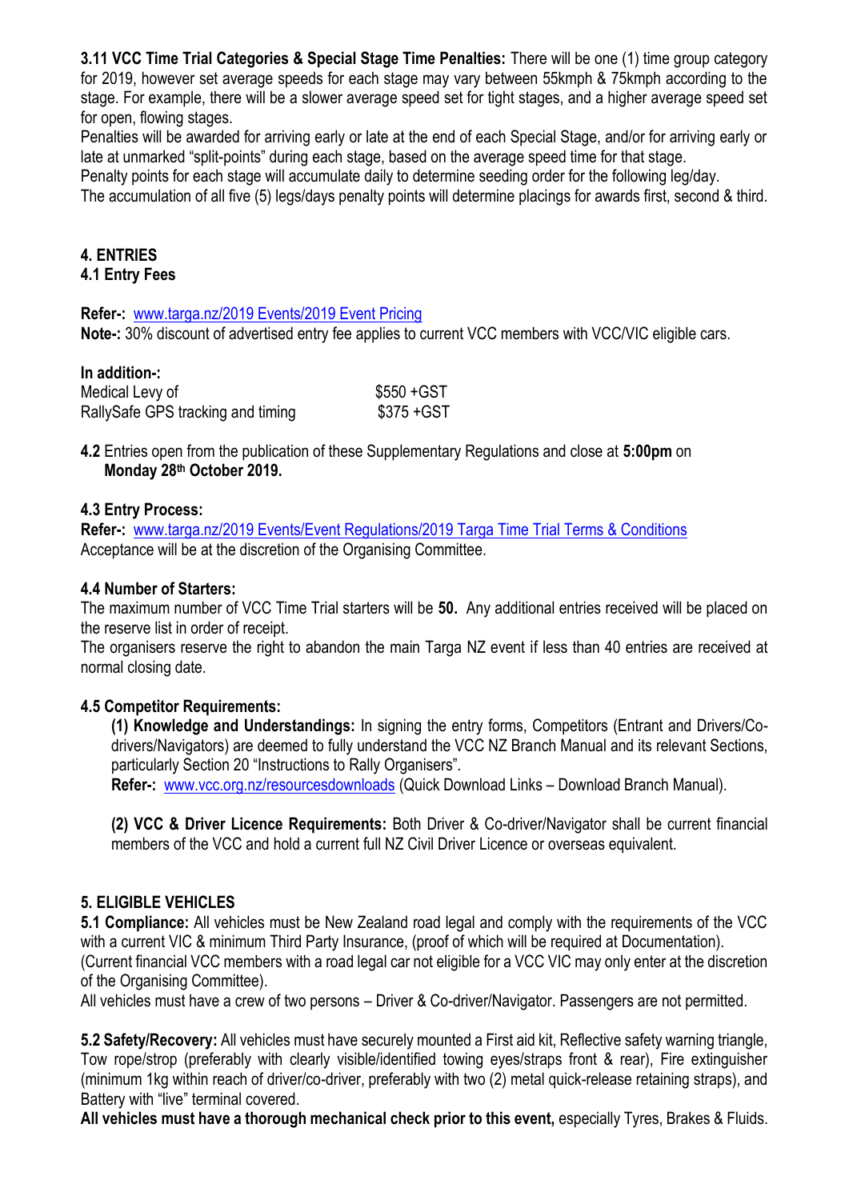**3.11 VCC Time Trial Categories & Special Stage Time Penalties:** There will be one (1) time group category for 2019, however set average speeds for each stage may vary between 55kmph & 75kmph according to the stage. For example, there will be a slower average speed set for tight stages, and a higher average speed set for open, flowing stages.

Penalties will be awarded for arriving early or late at the end of each Special Stage, and/or for arriving early or late at unmarked "split-points" during each stage, based on the average speed time for that stage.

Penalty points for each stage will accumulate daily to determine seeding order for the following leg/day.

The accumulation of all five (5) legs/days penalty points will determine placings for awards first, second & third.

## 4. ENTRIES

### 4.1 Entry Fees

**Refer-:** www.targa.nz/2019 Events/2019 Event Pricing

**Note-:** 30% discount of advertised entry fee applies to current VCC members with VCC/VIC eligible cars.

**In addition-:**

| | |
|---|---|
| Medical Levy of | $550 +GST |
| RallySafe GPS tracking and timing | $375 +GST |

**4.2** Entries open from the publication of these Supplementary Regulations and close at **5:00pm** on **Monday 28th October 2019.**

**4.3 Entry Process:**

**Refer-:** www.targa.nz/2019 Events/Event Regulations/2019 Targa Time Trial Terms & Conditions

Acceptance will be at the discretion of the Organising Committee.

**4.4 Number of Starters:**

The maximum number of VCC Time Trial starters will be **50.** Any additional entries received will be placed on the reserve list in order of receipt.

The organisers reserve the right to abandon the main Targa NZ event if less than 40 entries are received at normal closing date.

**4.5 Competitor Requirements:**

**(1) Knowledge and Understandings:** In signing the entry forms, Competitors (Entrant and Drivers/Co-drivers/Navigators) are deemed to fully understand the VCC NZ Branch Manual and its relevant Sections, particularly Section 20 "Instructions to Rally Organisers".

**Refer-:** www.vcc.org.nz/resourcesdownloads (Quick Download Links – Download Branch Manual).

**(2) VCC & Driver Licence Requirements:** Both Driver & Co-driver/Navigator shall be current financial members of the VCC and hold a current full NZ Civil Driver Licence or overseas equivalent.

## 5. ELIGIBLE VEHICLES

**5.1 Compliance:** All vehicles must be New Zealand road legal and comply with the requirements of the VCC with a current VIC & minimum Third Party Insurance, (proof of which will be required at Documentation).

(Current financial VCC members with a road legal car not eligible for a VCC VIC may only enter at the discretion of the Organising Committee).

All vehicles must have a crew of two persons – Driver & Co-driver/Navigator. Passengers are not permitted.

**5.2 Safety/Recovery:** All vehicles must have securely mounted a First aid kit, Reflective safety warning triangle, Tow rope/strop (preferably with clearly visible/identified towing eyes/straps front & rear), Fire extinguisher (minimum 1kg within reach of driver/co-driver, preferably with two (2) metal quick-release retaining straps), and Battery with "live" terminal covered.

**All vehicles must have a thorough mechanical check prior to this event,** especially Tyres, Brakes & Fluids.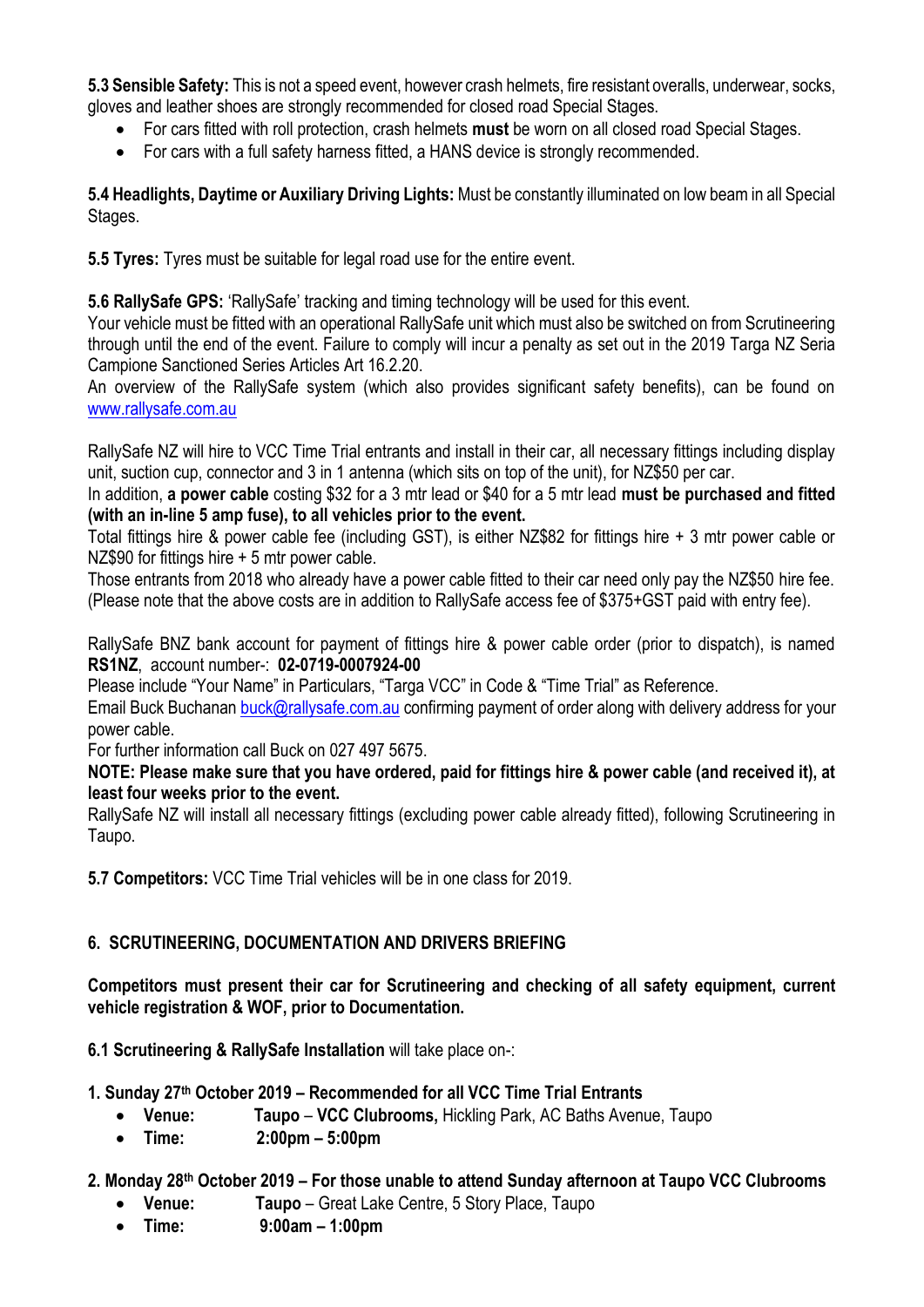**5.3 Sensible Safety:** This is not a speed event, however crash helmets, fire resistant overalls, underwear, socks, gloves and leather shoes are strongly recommended for closed road Special Stages.

- For cars fitted with roll protection, crash helmets **must** be worn on all closed road Special Stages.
- For cars with a full safety harness fitted, a HANS device is strongly recommended.

**5.4 Headlights, Daytime or Auxiliary Driving Lights:** Must be constantly illuminated on low beam in all Special Stages.

**5.5 Tyres:** Tyres must be suitable for legal road use for the entire event.

**5.6 RallySafe GPS:** 'RallySafe' tracking and timing technology will be used for this event.
Your vehicle must be fitted with an operational RallySafe unit which must also be switched on from Scrutineering through until the end of the event. Failure to comply will incur a penalty as set out in the 2019 Targa NZ Seria Campione Sanctioned Series Articles Art 16.2.20.
An overview of the RallySafe system (which also provides significant safety benefits), can be found on [www.rallysafe.com.au](http://www.rallysafe.com.au)

RallySafe NZ will hire to VCC Time Trial entrants and install in their car, all necessary fittings including display unit, suction cup, connector and 3 in 1 antenna (which sits on top of the unit), for NZ$50 per car.
In addition, **a power cable** costing $32 for a 3 mtr lead or $40 for a 5 mtr lead **must be purchased and fitted (with an in-line 5 amp fuse), to all vehicles prior to the event.**
Total fittings hire & power cable fee (including GST), is either NZ$82 for fittings hire + 3 mtr power cable or NZ$90 for fittings hire + 5 mtr power cable.
Those entrants from 2018 who already have a power cable fitted to their car need only pay the NZ$50 hire fee. (Please note that the above costs are in addition to RallySafe access fee of $375+GST paid with entry fee).

RallySafe BNZ bank account for payment of fittings hire & power cable order (prior to dispatch), is named **RS1NZ**, account number-: **02-0719-0007924-00**
Please include "Your Name" in Particulars, "Targa VCC" in Code & "Time Trial" as Reference.
Email Buck Buchanan [buck@rallysafe.com.au](mailto:buck@rallysafe.com.au) confirming payment of order along with delivery address for your power cable.
For further information call Buck on 027 497 5675.
**NOTE: Please make sure that you have ordered, paid for fittings hire & power cable (and received it), at least four weeks prior to the event.**
RallySafe NZ will install all necessary fittings (excluding power cable already fitted), following Scrutineering in Taupo.

**5.7 Competitors:** VCC Time Trial vehicles will be in one class for 2019.

## 6. SCRUTINEERING, DOCUMENTATION AND DRIVERS BRIEFING

**Competitors must present their car for Scrutineering and checking of all safety equipment, current vehicle registration & WOF, prior to Documentation.**

**6.1 Scrutineering & RallySafe Installation** will take place on-:

**1. Sunday 27th October 2019 – Recommended for all VCC Time Trial Entrants**

- **Venue:** **Taupo** – **VCC Clubrooms,** Hickling Park, AC Baths Avenue, Taupo
- **Time:** **2:00pm – 5:00pm**

**2. Monday 28th October 2019 – For those unable to attend Sunday afternoon at Taupo VCC Clubrooms**

- **Venue:** **Taupo** – Great Lake Centre, 5 Story Place, Taupo
- **Time:** **9:00am – 1:00pm**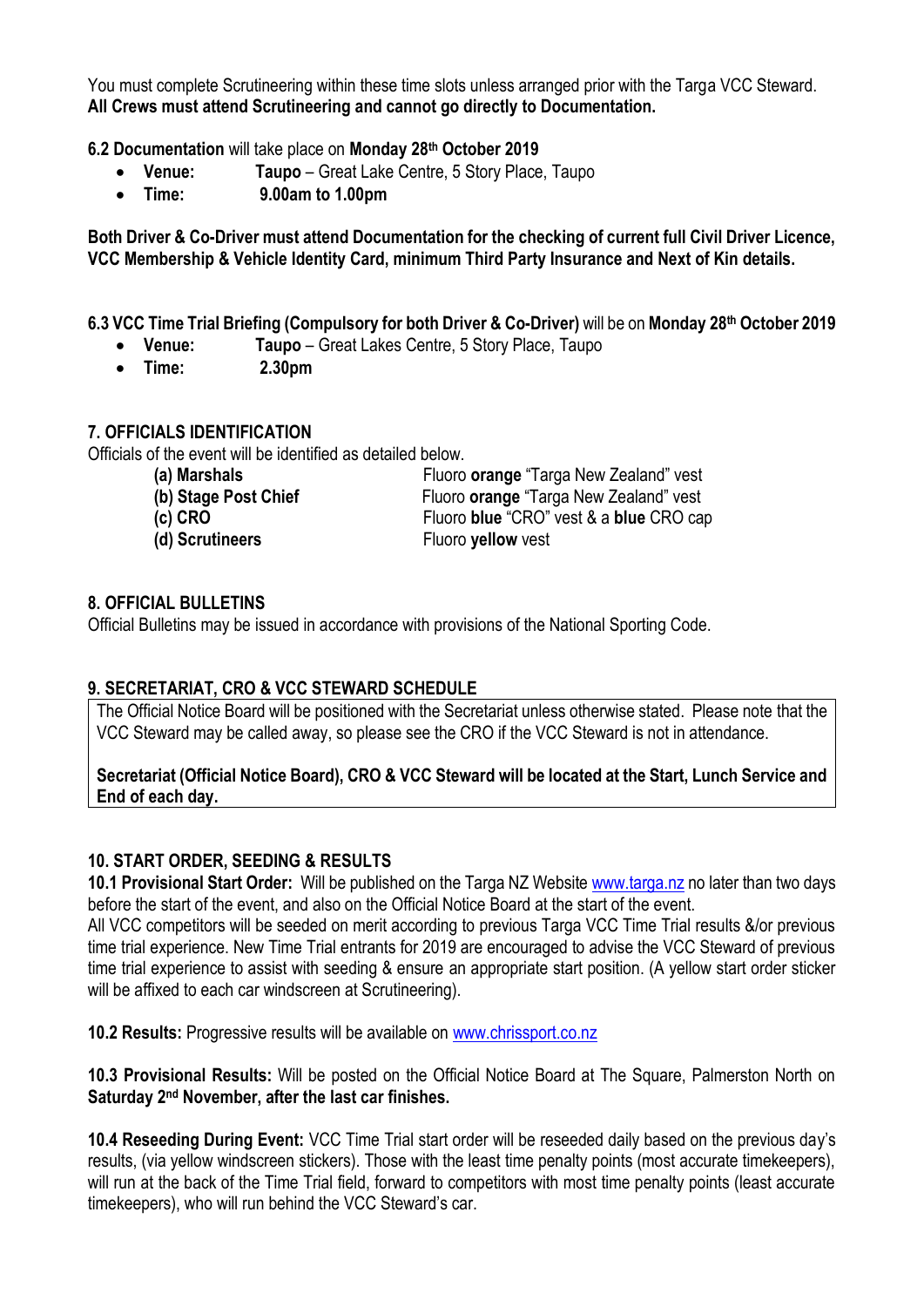You must complete Scrutineering within these time slots unless arranged prior with the Targa VCC Steward.
**All Crews must attend Scrutineering and cannot go directly to Documentation.**

**6.2 Documentation** will take place on **Monday 28th October 2019**

- **Venue:** **Taupo** – Great Lake Centre, 5 Story Place, Taupo
- **Time:** **9.00am to 1.00pm**

**Both Driver & Co-Driver must attend Documentation for the checking of current full Civil Driver Licence, VCC Membership & Vehicle Identity Card, minimum Third Party Insurance and Next of Kin details.**

**6.3 VCC Time Trial Briefing (Compulsory for both Driver & Co-Driver)** will be on **Monday 28th October 2019**

- **Venue:** **Taupo** – Great Lakes Centre, 5 Story Place, Taupo
- **Time:** **2.30pm**

## 7. OFFICIALS IDENTIFICATION

Officials of the event will be identified as detailed below.

| | |
|---|---|
| **(a) Marshals** | Fluoro **orange** "Targa New Zealand" vest |
| **(b) Stage Post Chief** | Fluoro **orange** "Targa New Zealand" vest |
| **(c) CRO** | Fluoro **blue** "CRO" vest & a **blue** CRO cap |
| **(d) Scrutineers** | Fluoro **yellow** vest |

## 8. OFFICIAL BULLETINS

Official Bulletins may be issued in accordance with provisions of the National Sporting Code.

## 9. SECRETARIAT, CRO & VCC STEWARD SCHEDULE

The Official Notice Board will be positioned with the Secretariat unless otherwise stated. Please note that the VCC Steward may be called away, so please see the CRO if the VCC Steward is not in attendance.

**Secretariat (Official Notice Board), CRO & VCC Steward will be located at the Start, Lunch Service and End of each day.**

## 10. START ORDER, SEEDING & RESULTS

**10.1 Provisional Start Order:** Will be published on the Targa NZ Website www.targa.nz no later than two days before the start of the event, and also on the Official Notice Board at the start of the event.
All VCC competitors will be seeded on merit according to previous Targa VCC Time Trial results &/or previous time trial experience. New Time Trial entrants for 2019 are encouraged to advise the VCC Steward of previous time trial experience to assist with seeding & ensure an appropriate start position. (A yellow start order sticker will be affixed to each car windscreen at Scrutineering).

**10.2 Results:** Progressive results will be available on www.chrissport.co.nz

**10.3 Provisional Results:** Will be posted on the Official Notice Board at The Square, Palmerston North on **Saturday 2nd November, after the last car finishes.**

**10.4 Reseeding During Event:** VCC Time Trial start order will be reseeded daily based on the previous day's results, (via yellow windscreen stickers). Those with the least time penalty points (most accurate timekeepers), will run at the back of the Time Trial field, forward to competitors with most time penalty points (least accurate timekeepers), who will run behind the VCC Steward's car.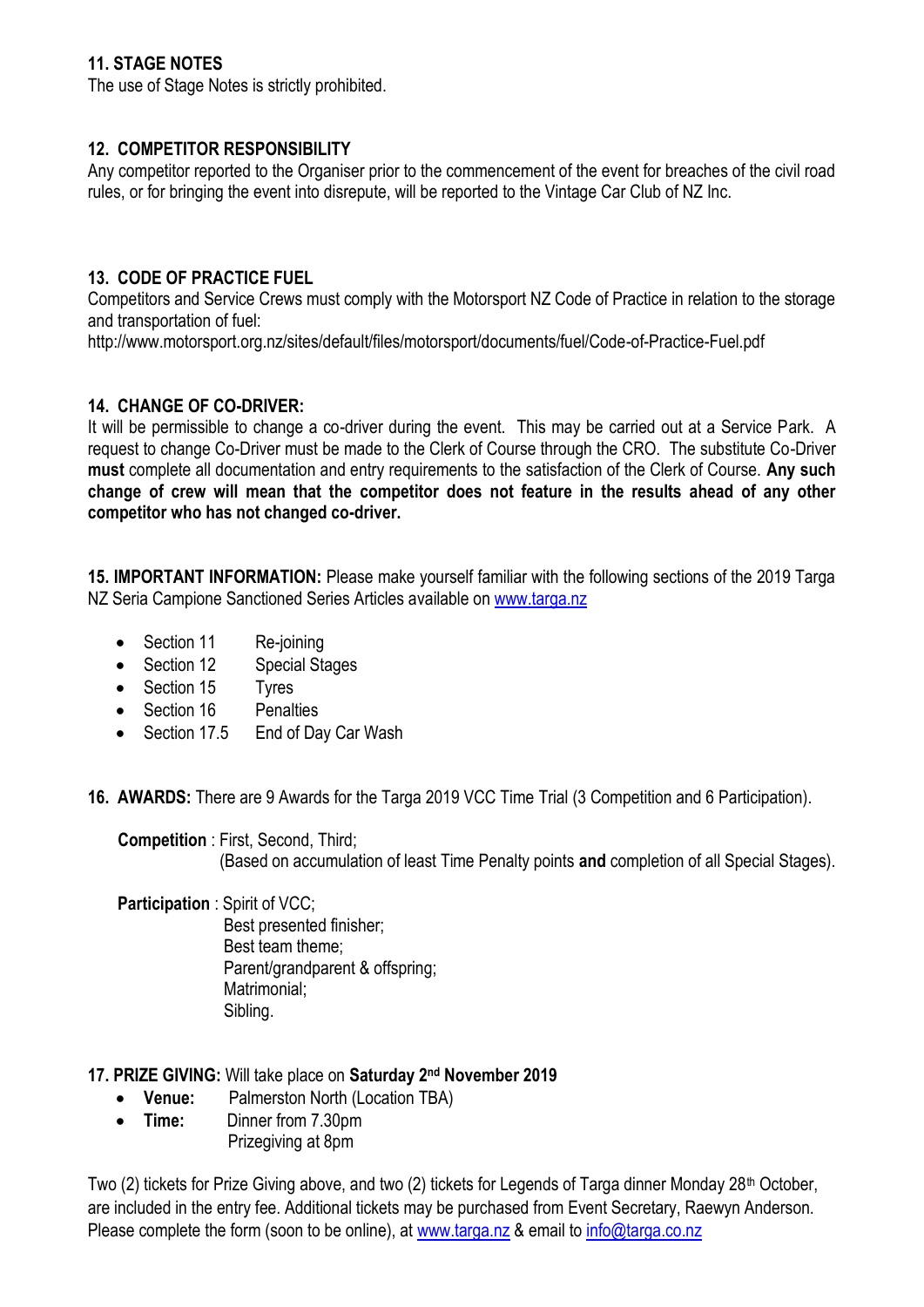## 11. STAGE NOTES

The use of Stage Notes is strictly prohibited.

## 12. COMPETITOR RESPONSIBILITY

Any competitor reported to the Organiser prior to the commencement of the event for breaches of the civil road rules, or for bringing the event into disrepute, will be reported to the Vintage Car Club of NZ Inc.

## 13. CODE OF PRACTICE FUEL

Competitors and Service Crews must comply with the Motorsport NZ Code of Practice in relation to the storage and transportation of fuel:

http://www.motorsport.org.nz/sites/default/files/motorsport/documents/fuel/Code-of-Practice-Fuel.pdf

## 14. CHANGE OF CO-DRIVER:

It will be permissible to change a co-driver during the event. This may be carried out at a Service Park. A request to change Co-Driver must be made to the Clerk of Course through the CRO. The substitute Co-Driver **must** complete all documentation and entry requirements to the satisfaction of the Clerk of Course. **Any such change of crew will mean that the competitor does not feature in the results ahead of any other competitor who has not changed co-driver.**

**15. IMPORTANT INFORMATION:** Please make yourself familiar with the following sections of the 2019 Targa NZ Seria Campione Sanctioned Series Articles available on www.targa.nz

- Section 11 Re-joining
- Section 12 Special Stages
- Section 15 Tyres
- Section 16 Penalties
- Section 17.5 End of Day Car Wash

**16. AWARDS:** There are 9 Awards for the Targa 2019 VCC Time Trial (3 Competition and 6 Participation).

**Competition** : First, Second, Third;
(Based on accumulation of least Time Penalty points **and** completion of all Special Stages).

**Participation** : Spirit of VCC;
Best presented finisher;
Best team theme;
Parent/grandparent & offspring;
Matrimonial;
Sibling.

**17. PRIZE GIVING:** Will take place on **Saturday 2nd November 2019**

- **Venue:** Palmerston North (Location TBA)
- **Time:** Dinner from 7.30pm
  Prizegiving at 8pm

Two (2) tickets for Prize Giving above, and two (2) tickets for Legends of Targa dinner Monday 28th October, are included in the entry fee. Additional tickets may be purchased from Event Secretary, Raewyn Anderson. Please complete the form (soon to be online), at www.targa.nz & email to info@targa.co.nz